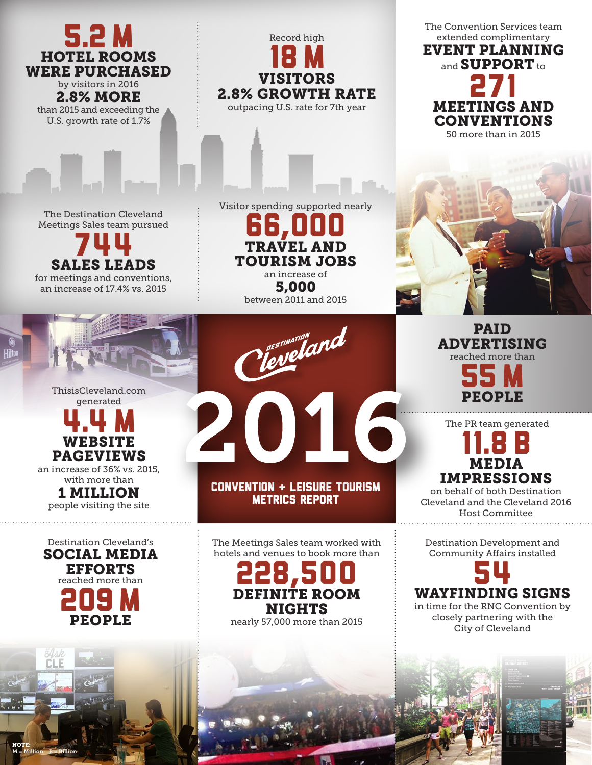# Destination Cleveland 2016

## Convention + Leisure Tourism Metrics Report

**5.2 M**
**HOTEL ROOMS WERE PURCHASED**
by visitors in 2016
**2.8% MORE**
than 2015 and exceeding the U.S. growth rate of 1.7%

Record high
**18 M**
**VISITORS**
**2.8% GROWTH RATE**
outpacing U.S. rate for 7th year

The Convention Services team extended complimentary **EVENT PLANNING** and **SUPPORT** to
**271**
**MEETINGS AND CONVENTIONS**
50 more than in 2015

The Destination Cleveland Meetings Sales team pursued
**744**
**SALES LEADS**
for meetings and conventions, an increase of 17.4% vs. 2015

Visitor spending supported nearly
**66,000**
**TRAVEL AND TOURISM JOBS**
an increase of
**5,000**
between 2011 and 2015

ThisisCleveland.com generated
**4.4 M**
**WEBSITE PAGEVIEWS**
an increase of 36% vs. 2015, with more than
**1 MILLION**
people visiting the site

**PAID ADVERTISING**
reached more than
**55 M**
**PEOPLE**

The PR team generated
**11.8 B**
**MEDIA IMPRESSIONS**
on behalf of both Destination Cleveland and the Cleveland 2016 Host Committee

Destination Cleveland's
**SOCIAL MEDIA EFFORTS**
reached more than
**209 M**
**PEOPLE**

The Meetings Sales team worked with hotels and venues to book more than
**228,500**
**DEFINITE ROOM NIGHTS**
nearly 57,000 more than 2015

Destination Development and Community Affairs installed
**54**
**WAYFINDING SIGNS**
in time for the RNC Convention by closely partnering with the City of Cleveland

**NOTE:**
M = Million B = Billion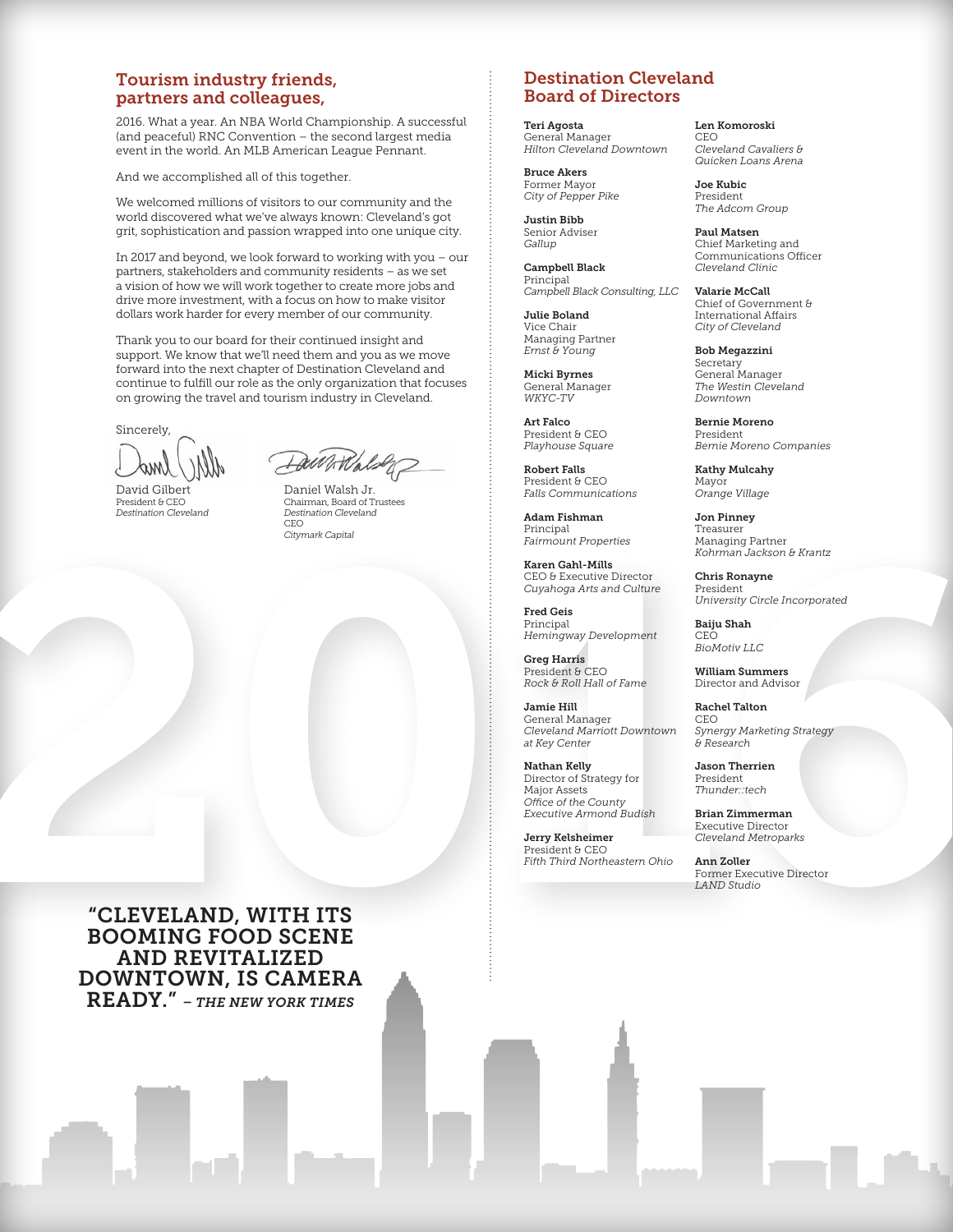## Tourism industry friends, partners and colleagues,

2016. What a year. An NBA World Championship. A successful (and peaceful) RNC Convention – the second largest media event in the world. An MLB American League Pennant.

And we accomplished all of this together.

We welcomed millions of visitors to our community and the world discovered what we've always known: Cleveland's got grit, sophistication and passion wrapped into one unique city.

In 2017 and beyond, we look forward to working with you – our partners, stakeholders and community residents – as we set a vision of how we will work together to create more jobs and drive more investment, with a focus on how to make visitor dollars work harder for every member of our community.

Thank you to our board for their continued insight and support. We know that we'll need them and you as we move forward into the next chapter of Destination Cleveland and continue to fulfill our role as the only organization that focuses on growing the travel and tourism industry in Cleveland.

Sincerely,

David Gilbert
President & CEO
*Destination Cleveland*

Daniel Walsh Jr.
Chairman, Board of Trustees
*Destination Cleveland*
CEO
*Citymark Capital*

**"CLEVELAND, WITH ITS BOOMING FOOD SCENE AND REVITALIZED DOWNTOWN, IS CAMERA READY."** *– THE NEW YORK TIMES*

## Destination Cleveland Board of Directors

**Teri Agosta**
General Manager
*Hilton Cleveland Downtown*

**Bruce Akers**
Former Mayor
*City of Pepper Pike*

**Justin Bibb**
Senior Adviser
*Gallup*

**Campbell Black**
Principal
*Campbell Black Consulting, LLC*

**Julie Boland**
Vice Chair
Managing Partner
*Ernst & Young*

**Micki Byrnes**
General Manager
*WKYC-TV*

**Art Falco**
President & CEO
*Playhouse Square*

**Robert Falls**
President & CEO
*Falls Communications*

**Adam Fishman**
Principal
*Fairmount Properties*

**Karen Gahl-Mills**
CEO & Executive Director
*Cuyahoga Arts and Culture*

**Fred Geis**
Principal
*Hemingway Development*

**Greg Harris**
President & CEO
*Rock & Roll Hall of Fame*

**Jamie Hill**
General Manager
*Cleveland Marriott Downtown at Key Center*

**Nathan Kelly**
Director of Strategy for Major Assets
*Office of the County Executive Armond Budish*

**Jerry Kelsheimer**
President & CEO
*Fifth Third Northeastern Ohio*

**Len Komoroski**
CEO
*Cleveland Cavaliers & Quicken Loans Arena*

**Joe Kubic**
President
*The Adcom Group*

**Paul Matsen**
Chief Marketing and Communications Officer
*Cleveland Clinic*

**Valarie McCall**
Chief of Government & International Affairs
*City of Cleveland*

**Bob Megazzini**
Secretary
General Manager
*The Westin Cleveland Downtown*

**Bernie Moreno**
President
*Bernie Moreno Companies*

**Kathy Mulcahy**
Mayor
*Orange Village*

**Jon Pinney**
Treasurer
Managing Partner
*Kohrman Jackson & Krantz*

**Chris Ronayne**
President
*University Circle Incorporated*

**Baiju Shah**
CEO
*BioMotiv LLC*

**William Summers**
Director and Advisor

**Rachel Talton**
CEO
*Synergy Marketing Strategy & Research*

**Jason Therrien**
President
*Thunder::tech*

**Brian Zimmerman**
Executive Director
*Cleveland Metroparks*

**Ann Zoller**
Former Executive Director
*LAND Studio*